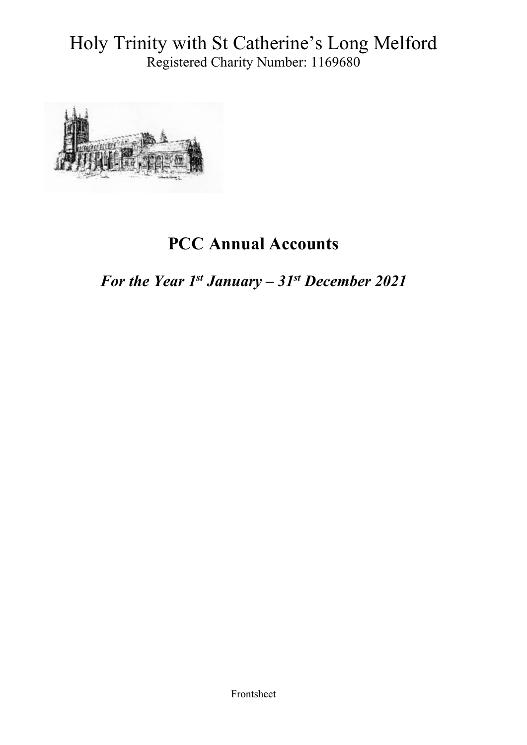# Holy Trinity with St Catherine's Long Melford

Registered Charity Number: 1169680

## PCC Annual Accounts

### *For the Year 1st January – 31st December 2021*

Frontsheet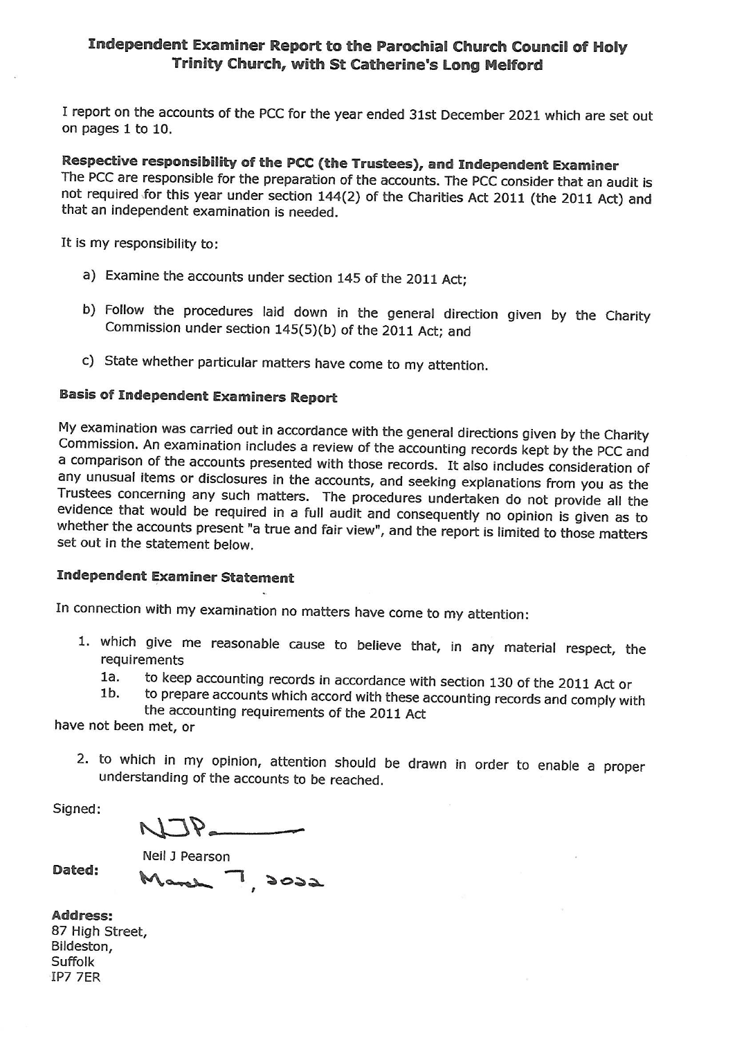# Independent Examiner Report to the Parochial Church Council of Holy Trinity Church, with St Catherine's Long Melford

I report on the accounts of the PCC for the year ended 31st December 2021 which are set out on pages 1 to 10.

**Respective responsibility of the PCC (the Trustees), and Independent Examiner**
The PCC are responsible for the preparation of the accounts. The PCC consider that an audit is not required for this year under section 144(2) of the Charities Act 2011 (the 2011 Act) and that an independent examination is needed.

It is my responsibility to:

a) Examine the accounts under section 145 of the 2011 Act;

b) Follow the procedures laid down in the general direction given by the Charity Commission under section 145(5)(b) of the 2011 Act; and

c) State whether particular matters have come to my attention.

**Basis of Independent Examiners Report**

My examination was carried out in accordance with the general directions given by the Charity Commission. An examination includes a review of the accounting records kept by the PCC and a comparison of the accounts presented with those records. It also includes consideration of any unusual items or disclosures in the accounts, and seeking explanations from you as the Trustees concerning any such matters. The procedures undertaken do not provide all the evidence that would be required in a full audit and consequently no opinion is given as to whether the accounts present "a true and fair view", and the report is limited to those matters set out in the statement below.

**Independent Examiner Statement**

In connection with my examination no matters have come to my attention:

1. which give me reasonable cause to believe that, in any material respect, the requirements
   - 1a. to keep accounting records in accordance with section 130 of the 2011 Act or
   - 1b. to prepare accounts which accord with these accounting records and comply with the accounting requirements of the 2011 Act

have not been met, or

2. to which in my opinion, attention should be drawn in order to enable a proper understanding of the accounts to be reached.

Signed: NJP

Neil J Pearson

**Dated:** March 7, 2022

**Address:**
87 High Street,
Bildeston,
Suffolk
IP7 7ER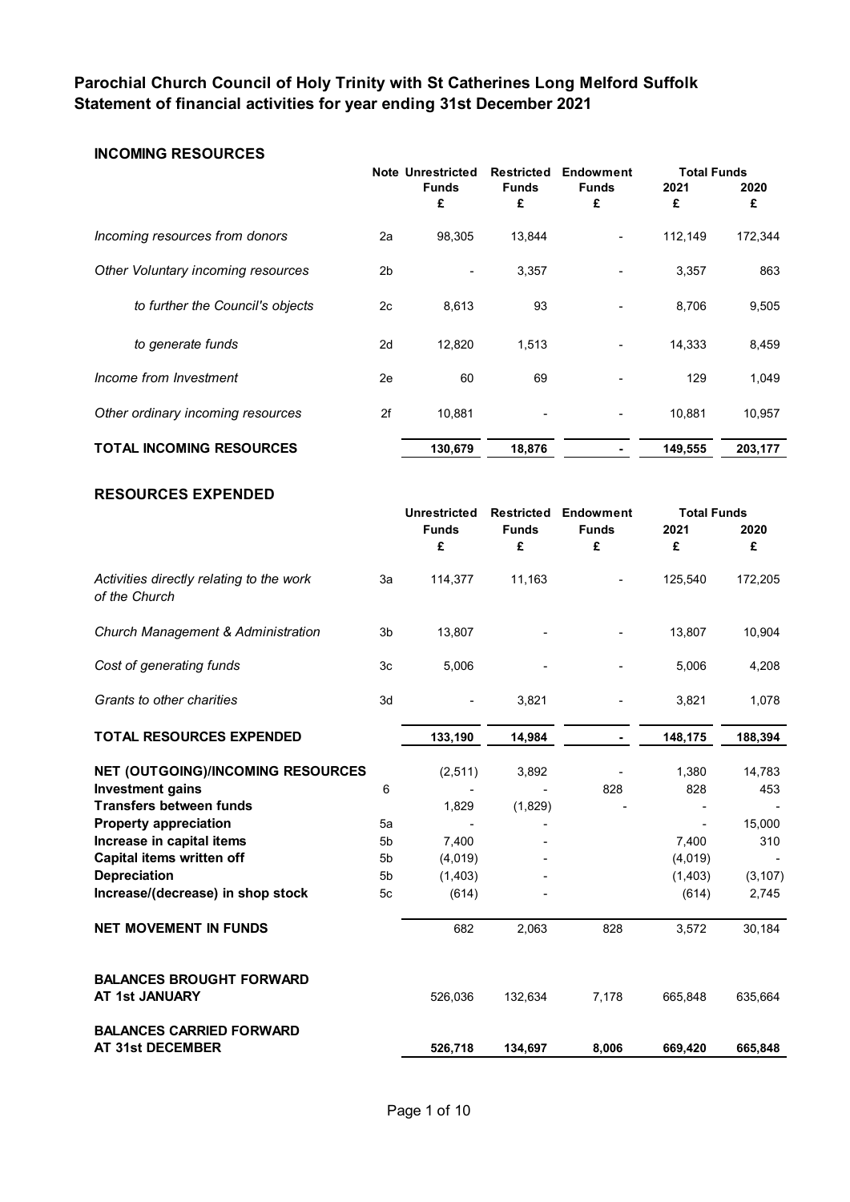## Parochial Church Council of Holy Trinity with St Catherines Long Melford Suffolk
## Statement of financial activities for year ending 31st December 2021

### INCOMING RESOURCES

| | Note | Unrestricted Funds £ | Restricted Funds £ | Endowment Funds £ | Total Funds 2021 £ | Total Funds 2020 £ |
|---|---|---|---|---|---|---|
| *Incoming resources from donors* | 2a | 98,305 | 13,844 | - | 112,149 | 172,344 |
| *Other Voluntary incoming resources* | 2b | - | 3,357 | - | 3,357 | 863 |
| *to further the Council's objects* | 2c | 8,613 | 93 | - | 8,706 | 9,505 |
| *to generate funds* | 2d | 12,820 | 1,513 | - | 14,333 | 8,459 |
| *Income from Investment* | 2e | 60 | 69 | - | 129 | 1,049 |
| *Other ordinary incoming resources* | 2f | 10,881 | - | - | 10,881 | 10,957 |
| **TOTAL INCOMING RESOURCES** | | **130,679** | **18,876** | **-** | **149,555** | **203,177** |

### RESOURCES EXPENDED

| | Note | Unrestricted Funds £ | Restricted Funds £ | Endowment Funds £ | Total Funds 2021 £ | Total Funds 2020 £ |
|---|---|---|---|---|---|---|
| *Activities directly relating to the work of the Church* | 3a | 114,377 | 11,163 | - | 125,540 | 172,205 |
| *Church Management & Administration* | 3b | 13,807 | - | - | 13,807 | 10,904 |
| *Cost of generating funds* | 3c | 5,006 | - | - | 5,006 | 4,208 |
| *Grants to other charities* | 3d | - | 3,821 | - | 3,821 | 1,078 |
| **TOTAL RESOURCES EXPENDED** | | **133,190** | **14,984** | **-** | **148,175** | **188,394** |
| **NET (OUTGOING)/INCOMING RESOURCES** | | (2,511) | 3,892 | - | 1,380 | 14,783 |
| **Investment gains** | 6 | - | - | 828 | 828 | 453 |
| **Transfers between funds** | | 1,829 | (1,829) | - | - | - |
| **Property appreciation** | 5a | - | - | | - | 15,000 |
| **Increase in capital items** | 5b | 7,400 | - | | 7,400 | 310 |
| **Capital items written off** | 5b | (4,019) | - | | (4,019) | - |
| **Depreciation** | 5b | (1,403) | - | | (1,403) | (3,107) |
| **Increase/(decrease) in shop stock** | 5c | (614) | - | | (614) | 2,745 |
| **NET MOVEMENT IN FUNDS** | | 682 | 2,063 | 828 | 3,572 | 30,184 |
| **BALANCES BROUGHT FORWARD AT 1st JANUARY** | | 526,036 | 132,634 | 7,178 | 665,848 | 635,664 |
| **BALANCES CARRIED FORWARD AT 31st DECEMBER** | | **526,718** | **134,697** | **8,006** | **669,420** | **665,848** |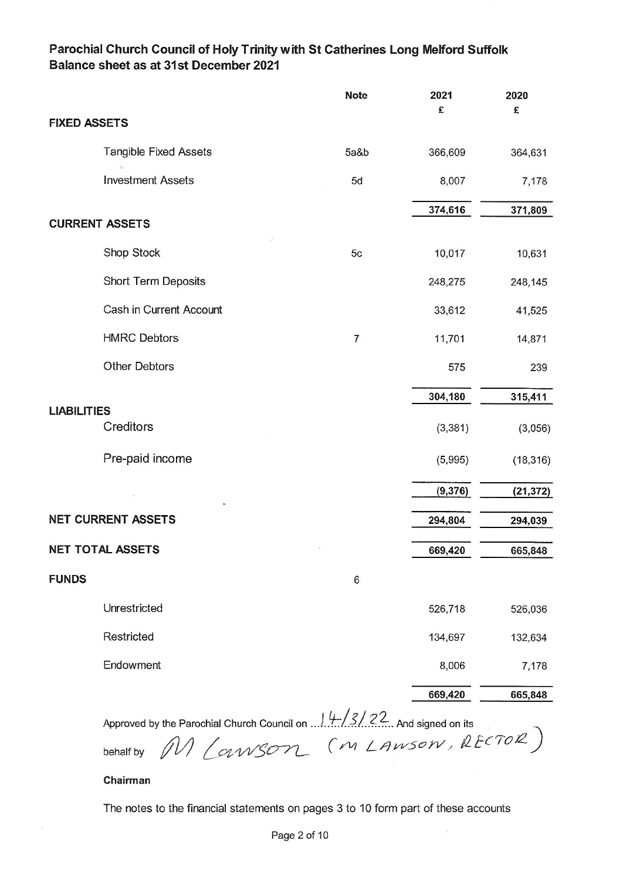## Parochial Church Council of Holy Trinity with St Catherines Long Melford Suffolk
## Balance sheet as at 31st December 2021

| | Note | 2021 £ | 2020 £ |
|---|---|---|---|
| **FIXED ASSETS** | | | |
| Tangible Fixed Assets | 5a&b | 366,609 | 364,631 |
| Investment Assets | 5d | 8,007 | 7,178 |
| | | 374,616 | 371,809 |
| **CURRENT ASSETS** | | | |
| Shop Stock | 5c | 10,017 | 10,631 |
| Short Term Deposits | | 248,275 | 248,145 |
| Cash in Current Account | | 33,612 | 41,525 |
| HMRC Debtors | 7 | 11,701 | 14,871 |
| Other Debtors | | 575 | 239 |
| | | 304,180 | 315,411 |
| **LIABILITIES** | | | |
| Creditors | | (3,381) | (3,056) |
| Pre-paid income | | (5,995) | (18,316) |
| | | (9,376) | (21,372) |
| **NET CURRENT ASSETS** | | 294,804 | 294,039 |
| **NET TOTAL ASSETS** | | 669,420 | 665,848 |
| **FUNDS** | 6 | | |
| Unrestricted | | 526,718 | 526,036 |
| Restricted | | 134,697 | 132,634 |
| Endowment | | 8,006 | 7,178 |
| | | 669,420 | 665,848 |

Approved by the Parochial Church Council on 14/3/22 And signed on its behalf by M Lawson (M LAWSON, RECTOR)

**Chairman**

The notes to the financial statements on pages 3 to 10 form part of these accounts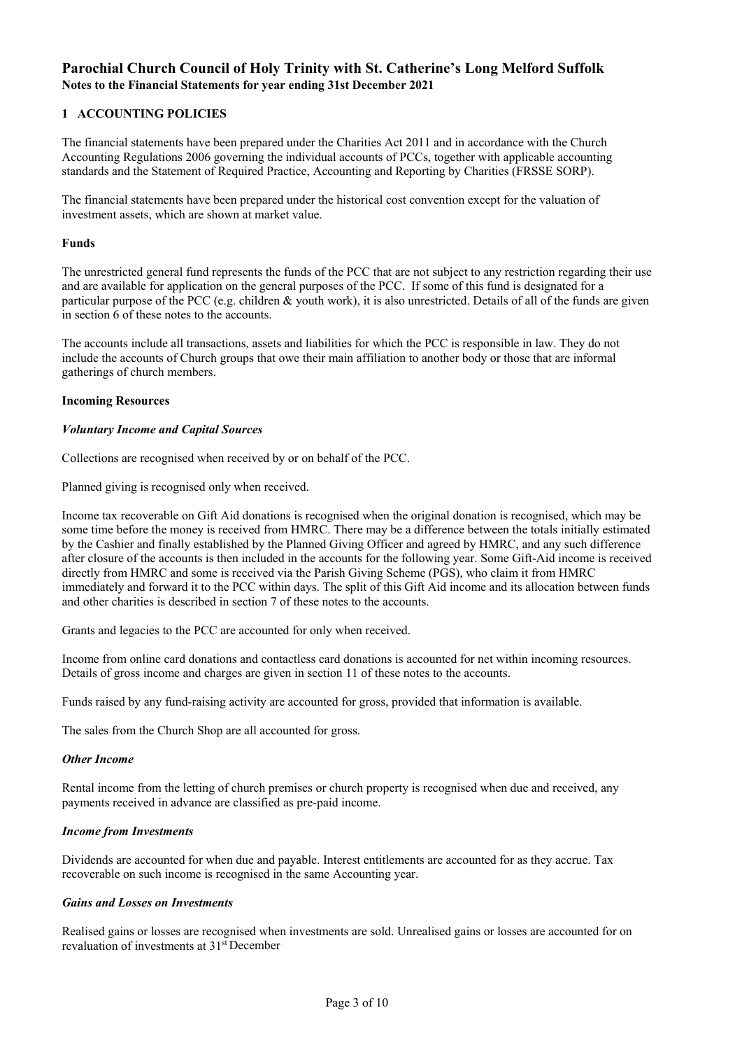# Parochial Church Council of Holy Trinity with St. Catherine's Long Melford Suffolk

**Notes to the Financial Statements for year ending 31st December 2021**

## 1 ACCOUNTING POLICIES

The financial statements have been prepared under the Charities Act 2011 and in accordance with the Church Accounting Regulations 2006 governing the individual accounts of PCCs, together with applicable accounting standards and the Statement of Required Practice, Accounting and Reporting by Charities (FRSSE SORP).

The financial statements have been prepared under the historical cost convention except for the valuation of investment assets, which are shown at market value.

### Funds

The unrestricted general fund represents the funds of the PCC that are not subject to any restriction regarding their use and are available for application on the general purposes of the PCC. If some of this fund is designated for a particular purpose of the PCC (e.g. children & youth work), it is also unrestricted. Details of all of the funds are given in section 6 of these notes to the accounts.

The accounts include all transactions, assets and liabilities for which the PCC is responsible in law. They do not include the accounts of Church groups that owe their main affiliation to another body or those that are informal gatherings of church members.

### Incoming Resources

#### *Voluntary Income and Capital Sources*

Collections are recognised when received by or on behalf of the PCC.

Planned giving is recognised only when received.

Income tax recoverable on Gift Aid donations is recognised when the original donation is recognised, which may be some time before the money is received from HMRC. There may be a difference between the totals initially estimated by the Cashier and finally established by the Planned Giving Officer and agreed by HMRC, and any such difference after closure of the accounts is then included in the accounts for the following year. Some Gift-Aid income is received directly from HMRC and some is received via the Parish Giving Scheme (PGS), who claim it from HMRC immediately and forward it to the PCC within days. The split of this Gift Aid income and its allocation between funds and other charities is described in section 7 of these notes to the accounts.

Grants and legacies to the PCC are accounted for only when received.

Income from online card donations and contactless card donations is accounted for net within incoming resources. Details of gross income and charges are given in section 11 of these notes to the accounts.

Funds raised by any fund-raising activity are accounted for gross, provided that information is available.

The sales from the Church Shop are all accounted for gross.

#### *Other Income*

Rental income from the letting of church premises or church property is recognised when due and received, any payments received in advance are classified as pre-paid income.

#### *Income from Investments*

Dividends are accounted for when due and payable. Interest entitlements are accounted for as they accrue. Tax recoverable on such income is recognised in the same Accounting year.

#### *Gains and Losses on Investments*

Realised gains or losses are recognised when investments are sold. Unrealised gains or losses are accounted for on revaluation of investments at 31st December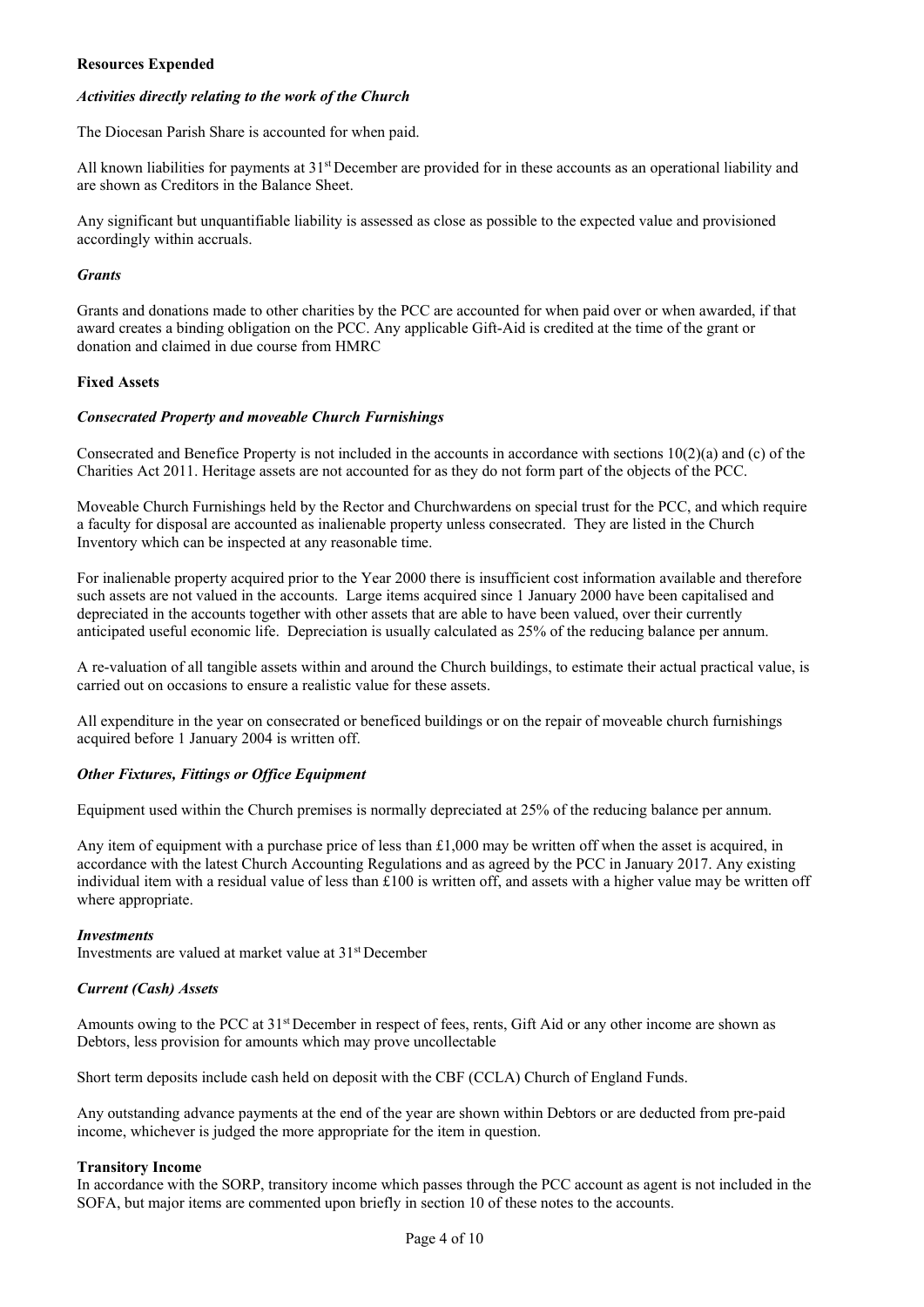**Resources Expended**

***Activities directly relating to the work of the Church***

The Diocesan Parish Share is accounted for when paid.

All known liabilities for payments at 31st December are provided for in these accounts as an operational liability and are shown as Creditors in the Balance Sheet.

Any significant but unquantifiable liability is assessed as close as possible to the expected value and provisioned accordingly within accruals.

***Grants***

Grants and donations made to other charities by the PCC are accounted for when paid over or when awarded, if that award creates a binding obligation on the PCC. Any applicable Gift-Aid is credited at the time of the grant or donation and claimed in due course from HMRC

**Fixed Assets**

***Consecrated Property and moveable Church Furnishings***

Consecrated and Benefice Property is not included in the accounts in accordance with sections 10(2)(a) and (c) of the Charities Act 2011. Heritage assets are not accounted for as they do not form part of the objects of the PCC.

Moveable Church Furnishings held by the Rector and Churchwardens on special trust for the PCC, and which require a faculty for disposal are accounted as inalienable property unless consecrated. They are listed in the Church Inventory which can be inspected at any reasonable time.

For inalienable property acquired prior to the Year 2000 there is insufficient cost information available and therefore such assets are not valued in the accounts. Large items acquired since 1 January 2000 have been capitalised and depreciated in the accounts together with other assets that are able to have been valued, over their currently anticipated useful economic life. Depreciation is usually calculated as 25% of the reducing balance per annum.

A re-valuation of all tangible assets within and around the Church buildings, to estimate their actual practical value, is carried out on occasions to ensure a realistic value for these assets.

All expenditure in the year on consecrated or beneficed buildings or on the repair of moveable church furnishings acquired before 1 January 2004 is written off.

***Other Fixtures, Fittings or Office Equipment***

Equipment used within the Church premises is normally depreciated at 25% of the reducing balance per annum.

Any item of equipment with a purchase price of less than £1,000 may be written off when the asset is acquired, in accordance with the latest Church Accounting Regulations and as agreed by the PCC in January 2017. Any existing individual item with a residual value of less than £100 is written off, and assets with a higher value may be written off where appropriate.

***Investments***

Investments are valued at market value at 31st December

***Current (Cash) Assets***

Amounts owing to the PCC at 31st December in respect of fees, rents, Gift Aid or any other income are shown as Debtors, less provision for amounts which may prove uncollectable

Short term deposits include cash held on deposit with the CBF (CCLA) Church of England Funds.

Any outstanding advance payments at the end of the year are shown within Debtors or are deducted from pre-paid income, whichever is judged the more appropriate for the item in question.

**Transitory Income**

In accordance with the SORP, transitory income which passes through the PCC account as agent is not included in the SOFA, but major items are commented upon briefly in section 10 of these notes to the accounts.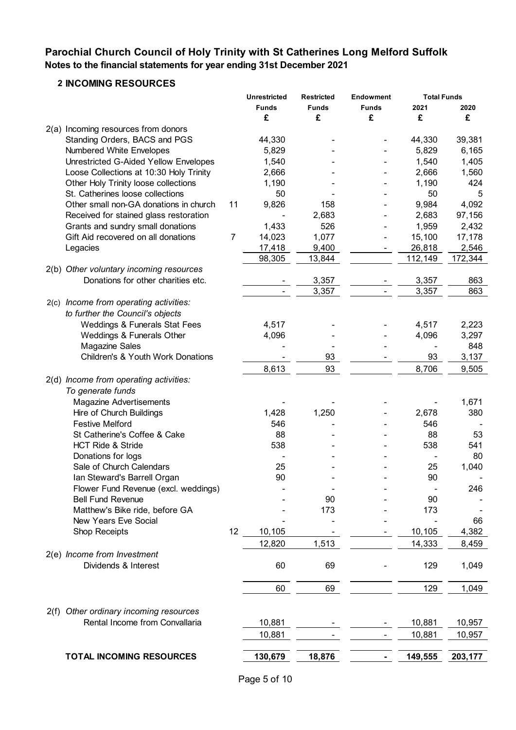## Parochial Church Council of Holy Trinity with St Catherines Long Melford Suffolk

### Notes to the financial statements for year ending 31st December 2021

### 2 INCOMING RESOURCES

| | | Unrestricted Funds | Restricted Funds | Endowment Funds | Total Funds 2021 | Total Funds 2020 |
|---|---|---|---|---|---|---|
| | | £ | £ | £ | £ | £ |
| **2(a) Incoming resources from donors** | | | | | | |
| Standing Orders, BACS and PGS | | 44,330 | - | - | 44,330 | 39,381 |
| Numbered White Envelopes | | 5,829 | - | - | 5,829 | 6,165 |
| Unrestricted G-Aided Yellow Envelopes | | 1,540 | - | - | 1,540 | 1,405 |
| Loose Collections at 10:30 Holy Trinity | | 2,666 | - | - | 2,666 | 1,560 |
| Other Holy Trinity loose collections | | 1,190 | - | | 1,190 | 424 |
| St. Catherines loose collections | | 50 | - | - | 50 | 5 |
| Other small non-GA donations in church | 11 | 9,826 | 158 | - | 9,984 | 4,092 |
| Received for stained glass restoration | | - | 2,683 | - | 2,683 | 97,156 |
| Grants and sundry small donations | | 1,433 | 526 | - | 1,959 | 2,432 |
| Gift Aid recovered on all donations | 7 | 14,023 | 1,077 | - | 15,100 | 17,178 |
| Legacies | | 17,418 | 9,400 | - | 26,818 | 2,546 |
| | | 98,305 | 13,844 | | 112,149 | 172,344 |
| ***2(b) Other voluntary incoming resources*** | | | | | | |
| Donations for other charities etc. | | - | 3,357 | - | 3,357 | 863 |
| | | - | 3,357 | - | 3,357 | 863 |
| ***2(c) Income from operating activities: to further the Council's objects*** | | | | | | |
| Weddings & Funerals Stat Fees | | 4,517 | | - | 4,517 | 2,223 |
| Weddings & Funerals Other | | 4,096 | - | - | 4,096 | 3,297 |
| Magazine Sales | | - | - | - | - | 848 |
| Children's & Youth Work Donations | | - | 93 | - | 93 | 3,137 |
| | | 8,613 | 93 | | 8,706 | 9,505 |
| ***2(d) Income from operating activities: To generate funds*** | | | | | | |
| Magazine Advertisements | | - | - | - | - | 1,671 |
| Hire of Church Buildings | | 1,428 | 1,250 | - | 2,678 | 380 |
| Festive Melford | | 546 | | - | 546 | - |
| St Catherine's Coffee & Cake | | 88 | - | - | 88 | 53 |
| HCT Ride & Stride | | 538 | - | - | 538 | 541 |
| Donations for logs | | - | - | - | - | 80 |
| Sale of Church Calendars | | 25 | - | - | 25 | 1,040 |
| Ian Steward's Barrell Organ | | 90 | - | - | 90 | - |
| Flower Fund Revenue (excl. weddings) | | - | - | - | - | 246 |
| Bell Fund Revenue | | - | 90 | - | 90 | - |
| Matthew's Bike ride, before GA | | - | 173 | - | 173 | - |
| New Years Eve Social | | - | - | - | - | 66 |
| Shop Receipts | 12 | 10,105 | - | - | 10,105 | 4,382 |
| | | 12,820 | 1,513 | | 14,333 | 8,459 |
| ***2(e) Income from Investment*** | | | | | | |
| Dividends & Interest | | 60 | 69 | - | 129 | 1,049 |
| | | 60 | 69 | | 129 | 1,049 |
| ***2(f) Other ordinary incoming resources*** | | | | | | |
| Rental Income from Convallaria | | 10,881 | - | - | 10,881 | 10,957 |
| | | 10,881 | - | - | 10,881 | 10,957 |
| **TOTAL INCOMING RESOURCES** | | **130,679** | **18,876** | **-** | **149,555** | **203,177** |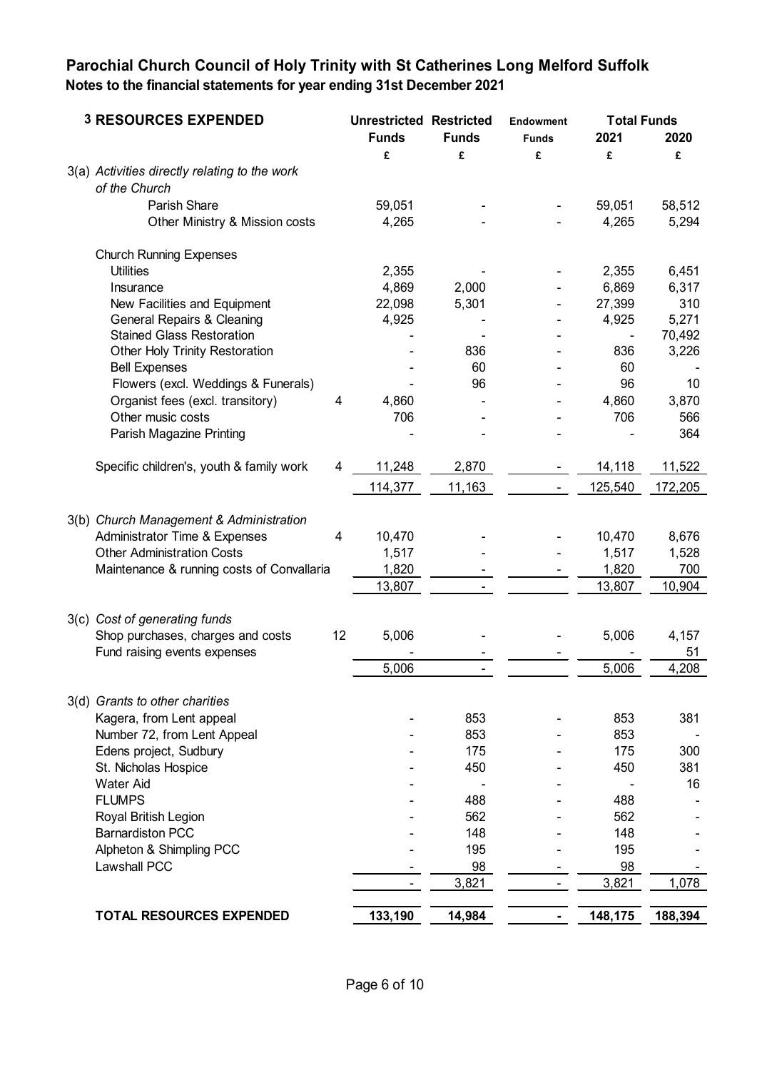# Parochial Church Council of Holy Trinity with St Catherines Long Melford Suffolk

**Notes to the financial statements for year ending 31st December 2021**

| 3 RESOURCES EXPENDED | | Unrestricted Funds | Restricted Funds | Endowment Funds | Total Funds 2021 | Total Funds 2020 |
|---|---|---|---|---|---|---|
| | | £ | £ | £ | £ | £ |
| *3(a) Activities directly relating to the work of the Church* | | | | | | |
| Parish Share | | 59,051 | - | - | 59,051 | 58,512 |
| Other Ministry & Mission costs | | 4,265 | - | - | 4,265 | 5,294 |
| Church Running Expenses | | | | | | |
| Utilities | | 2,355 | - | - | 2,355 | 6,451 |
| Insurance | | 4,869 | 2,000 | - | 6,869 | 6,317 |
| New Facilities and Equipment | | 22,098 | 5,301 | - | 27,399 | 310 |
| General Repairs & Cleaning | | 4,925 | - | - | 4,925 | 5,271 |
| Stained Glass Restoration | | - | - | - | - | 70,492 |
| Other Holy Trinity Restoration | | - | 836 | - | 836 | 3,226 |
| Bell Expenses | | - | 60 | - | 60 | - |
| Flowers (excl. Weddings & Funerals) | | - | 96 | - | 96 | 10 |
| Organist fees (excl. transitory) | 4 | 4,860 | - | - | 4,860 | 3,870 |
| Other music costs | | 706 | - | - | 706 | 566 |
| Parish Magazine Printing | | - | - | - | - | 364 |
| Specific children's, youth & family work | 4 | 11,248 | 2,870 | - | 14,118 | 11,522 |
| | | 114,377 | 11,163 | - | 125,540 | 172,205 |
| *3(b) Church Management & Administration* | | | | | | |
| Administrator Time & Expenses | 4 | 10,470 | - | - | 10,470 | 8,676 |
| Other Administration Costs | | 1,517 | - | - | 1,517 | 1,528 |
| Maintenance & running costs of Convallaria | | 1,820 | - | - | 1,820 | 700 |
| | | 13,807 | - | | 13,807 | 10,904 |
| *3(c) Cost of generating funds* | | | | | | |
| Shop purchases, charges and costs | 12 | 5,006 | - | - | 5,006 | 4,157 |
| Fund raising events expenses | | - | - | - | - | 51 |
| | | 5,006 | - | | 5,006 | 4,208 |
| *3(d) Grants to other charities* | | | | | | |
| Kagera, from Lent appeal | | - | 853 | - | 853 | 381 |
| Number 72, from Lent Appeal | | - | 853 | - | 853 | - |
| Edens project, Sudbury | | - | 175 | - | 175 | 300 |
| St. Nicholas Hospice | | - | 450 | - | 450 | 381 |
| Water Aid | | - | - | - | - | 16 |
| FLUMPS | | - | 488 | - | 488 | - |
| Royal British Legion | | - | 562 | - | 562 | - |
| Barnardiston PCC | | - | 148 | - | 148 | - |
| Alpheton & Shimpling PCC | | - | 195 | - | 195 | - |
| Lawshall PCC | | - | 98 | - | 98 | - |
| | | - | 3,821 | - | 3,821 | 1,078 |
| **TOTAL RESOURCES EXPENDED** | | **133,190** | **14,984** | **-** | **148,175** | **188,394** |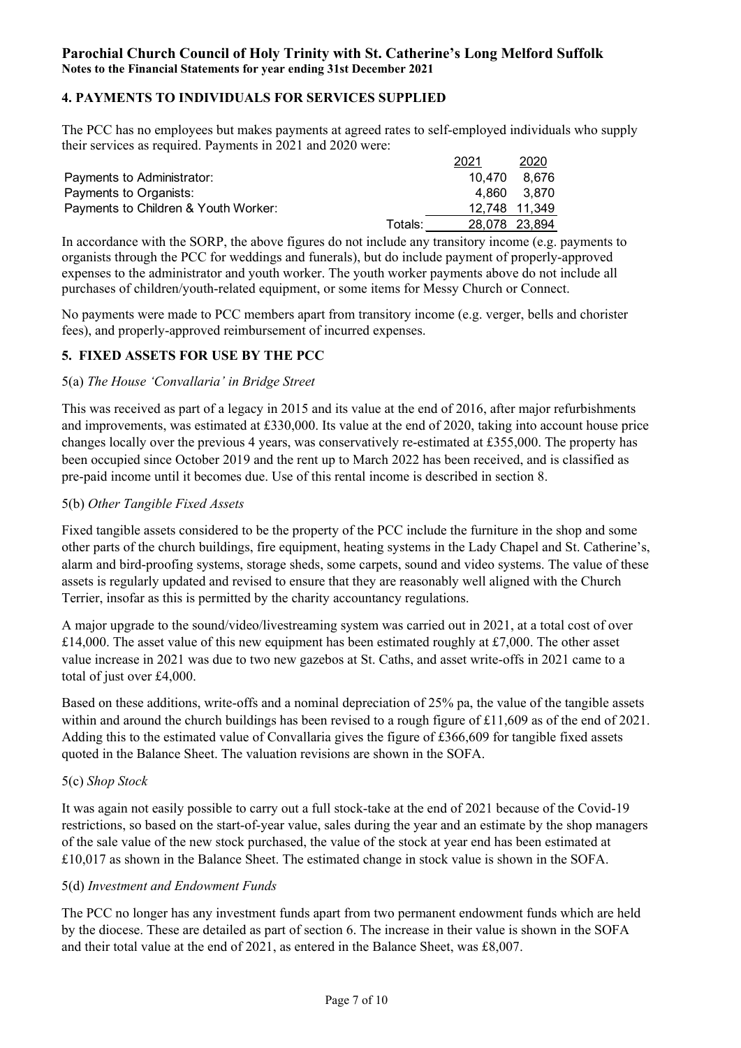## 4. PAYMENTS TO INDIVIDUALS FOR SERVICES SUPPLIED

The PCC has no employees but makes payments at agreed rates to self-employed individuals who supply their services as required. Payments in 2021 and 2020 were:

| | | 2021 | 2020 |
|---|---|---|---|
| Payments to Administrator: | | 10,470 | 8,676 |
| Payments to Organists: | | 4,860 | 3,870 |
| Payments to Children & Youth Worker: | | 12,748 | 11,349 |
| | Totals: | 28,078 | 23,894 |

In accordance with the SORP, the above figures do not include any transitory income (e.g. payments to organists through the PCC for weddings and funerals), but do include payment of properly-approved expenses to the administrator and youth worker. The youth worker payments above do not include all purchases of children/youth-related equipment, or some items for Messy Church or Connect.

No payments were made to PCC members apart from transitory income (e.g. verger, bells and chorister fees), and properly-approved reimbursement of incurred expenses.

## 5. FIXED ASSETS FOR USE BY THE PCC

### 5(a) *The House 'Convallaria' in Bridge Street*

This was received as part of a legacy in 2015 and its value at the end of 2016, after major refurbishments and improvements, was estimated at £330,000. Its value at the end of 2020, taking into account house price changes locally over the previous 4 years, was conservatively re-estimated at £355,000. The property has been occupied since October 2019 and the rent up to March 2022 has been received, and is classified as pre-paid income until it becomes due. Use of this rental income is described in section 8.

### 5(b) *Other Tangible Fixed Assets*

Fixed tangible assets considered to be the property of the PCC include the furniture in the shop and some other parts of the church buildings, fire equipment, heating systems in the Lady Chapel and St. Catherine's, alarm and bird-proofing systems, storage sheds, some carpets, sound and video systems. The value of these assets is regularly updated and revised to ensure that they are reasonably well aligned with the Church Terrier, insofar as this is permitted by the charity accountancy regulations.

A major upgrade to the sound/video/livestreaming system was carried out in 2021, at a total cost of over £14,000. The asset value of this new equipment has been estimated roughly at £7,000. The other asset value increase in 2021 was due to two new gazebos at St. Caths, and asset write-offs in 2021 came to a total of just over £4,000.

Based on these additions, write-offs and a nominal depreciation of 25% pa, the value of the tangible assets within and around the church buildings has been revised to a rough figure of £11,609 as of the end of 2021. Adding this to the estimated value of Convallaria gives the figure of £366,609 for tangible fixed assets quoted in the Balance Sheet. The valuation revisions are shown in the SOFA.

### 5(c) *Shop Stock*

It was again not easily possible to carry out a full stock-take at the end of 2021 because of the Covid-19 restrictions, so based on the start-of-year value, sales during the year and an estimate by the shop managers of the sale value of the new stock purchased, the value of the stock at year end has been estimated at £10,017 as shown in the Balance Sheet. The estimated change in stock value is shown in the SOFA.

### 5(d) *Investment and Endowment Funds*

The PCC no longer has any investment funds apart from two permanent endowment funds which are held by the diocese. These are detailed as part of section 6. The increase in their value is shown in the SOFA and their total value at the end of 2021, as entered in the Balance Sheet, was £8,007.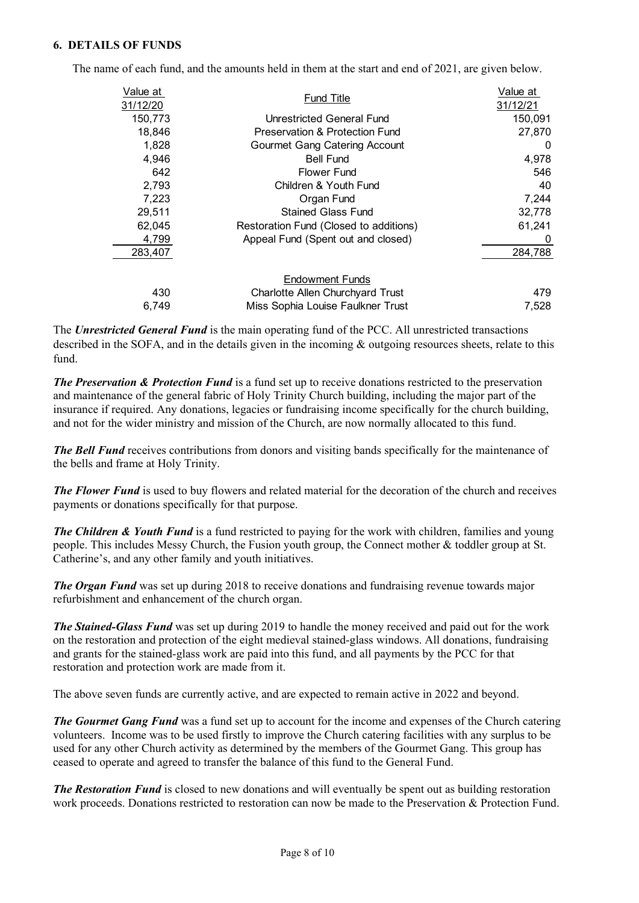## 6. DETAILS OF FUNDS

The name of each fund, and the amounts held in them at the start and end of 2021, are given below.

| Value at 31/12/20 | Fund Title | Value at 31/12/21 |
|---:|:---:|---:|
| 150,773 | Unrestricted General Fund | 150,091 |
| 18,846 | Preservation & Protection Fund | 27,870 |
| 1,828 | Gourmet Gang Catering Account | 0 |
| 4,946 | Bell Fund | 4,978 |
| 642 | Flower Fund | 546 |
| 2,793 | Children & Youth Fund | 40 |
| 7,223 | Organ Fund | 7,244 |
| 29,511 | Stained Glass Fund | 32,778 |
| 62,045 | Restoration Fund (Closed to additions) | 61,241 |
| 4,799 | Appeal Fund (Spent out and closed) | 0 |
| 283,407 | | 284,788 |
| | Endowment Funds | |
| 430 | Charlotte Allen Churchyard Trust | 479 |
| 6,749 | Miss Sophia Louise Faulkner Trust | 7,528 |

The ***Unrestricted General Fund*** is the main operating fund of the PCC. All unrestricted transactions described in the SOFA, and in the details given in the incoming & outgoing resources sheets, relate to this fund.

***The Preservation & Protection Fund*** is a fund set up to receive donations restricted to the preservation and maintenance of the general fabric of Holy Trinity Church building, including the major part of the insurance if required. Any donations, legacies or fundraising income specifically for the church building, and not for the wider ministry and mission of the Church, are now normally allocated to this fund.

***The Bell Fund*** receives contributions from donors and visiting bands specifically for the maintenance of the bells and frame at Holy Trinity.

***The Flower Fund*** is used to buy flowers and related material for the decoration of the church and receives payments or donations specifically for that purpose.

***The Children & Youth Fund*** is a fund restricted to paying for the work with children, families and young people. This includes Messy Church, the Fusion youth group, the Connect mother & toddler group at St. Catherine's, and any other family and youth initiatives.

***The Organ Fund*** was set up during 2018 to receive donations and fundraising revenue towards major refurbishment and enhancement of the church organ.

***The Stained-Glass Fund*** was set up during 2019 to handle the money received and paid out for the work on the restoration and protection of the eight medieval stained-glass windows. All donations, fundraising and grants for the stained-glass work are paid into this fund, and all payments by the PCC for that restoration and protection work are made from it.

The above seven funds are currently active, and are expected to remain active in 2022 and beyond.

***The Gourmet Gang Fund*** was a fund set up to account for the income and expenses of the Church catering volunteers. Income was to be used firstly to improve the Church catering facilities with any surplus to be used for any other Church activity as determined by the members of the Gourmet Gang. This group has ceased to operate and agreed to transfer the balance of this fund to the General Fund.

***The Restoration Fund*** is closed to new donations and will eventually be spent out as building restoration work proceeds. Donations restricted to restoration can now be made to the Preservation & Protection Fund.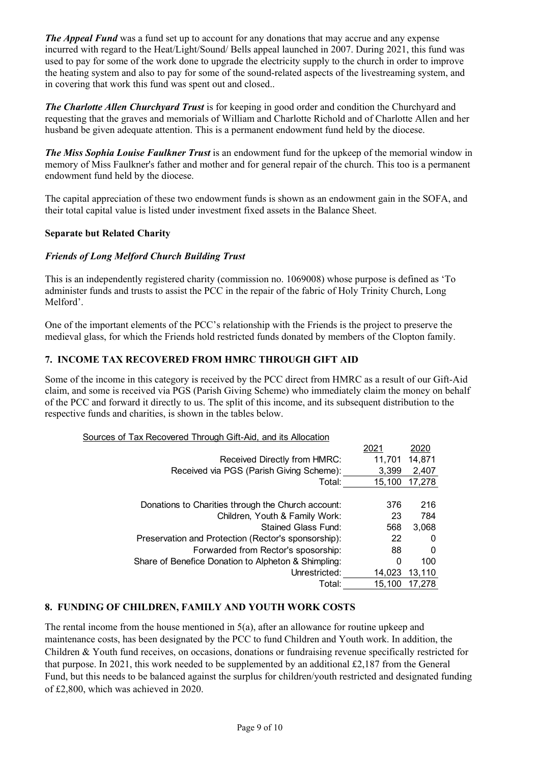*The Appeal Fund* was a fund set up to account for any donations that may accrue and any expense incurred with regard to the Heat/Light/Sound/ Bells appeal launched in 2007. During 2021, this fund was used to pay for some of the work done to upgrade the electricity supply to the church in order to improve the heating system and also to pay for some of the sound-related aspects of the livestreaming system, and in covering that work this fund was spent out and closed..

*The Charlotte Allen Churchyard Trust* is for keeping in good order and condition the Churchyard and requesting that the graves and memorials of William and Charlotte Richold and of Charlotte Allen and her husband be given adequate attention. This is a permanent endowment fund held by the diocese.

*The Miss Sophia Louise Faulkner Trust* is an endowment fund for the upkeep of the memorial window in memory of Miss Faulkner's father and mother and for general repair of the church. This too is a permanent endowment fund held by the diocese.

The capital appreciation of these two endowment funds is shown as an endowment gain in the SOFA, and their total capital value is listed under investment fixed assets in the Balance Sheet.

**Separate but Related Charity**

***Friends of Long Melford Church Building Trust***

This is an independently registered charity (commission no. 1069008) whose purpose is defined as 'To administer funds and trusts to assist the PCC in the repair of the fabric of Holy Trinity Church, Long Melford'.

One of the important elements of the PCC's relationship with the Friends is the project to preserve the medieval glass, for which the Friends hold restricted funds donated by members of the Clopton family.

## 7. INCOME TAX RECOVERED FROM HMRC THROUGH GIFT AID

Some of the income in this category is received by the PCC direct from HMRC as a result of our Gift-Aid claim, and some is received via PGS (Parish Giving Scheme) who immediately claim the money on behalf of the PCC and forward it directly to us. The split of this income, and its subsequent distribution to the respective funds and charities, is shown in the tables below.

Sources of Tax Recovered Through Gift-Aid, and its Allocation

| | 2021 | 2020 |
|---|---|---|
| Received Directly from HMRC: | 11,701 | 14,871 |
| Received via PGS (Parish Giving Scheme): | 3,399 | 2,407 |
| Total: | 15,100 | 17,278 |
| | | |
| Donations to Charities through the Church account: | 376 | 216 |
| Children, Youth & Family Work: | 23 | 784 |
| Stained Glass Fund: | 568 | 3,068 |
| Preservation and Protection (Rector's sponsorship): | 22 | 0 |
| Forwarded from Rector's sposorship: | 88 | 0 |
| Share of Benefice Donation to Alpheton & Shimpling: | 0 | 100 |
| Unrestricted: | 14,023 | 13,110 |
| Total: | 15,100 | 17,278 |

## 8. FUNDING OF CHILDREN, FAMILY AND YOUTH WORK COSTS

The rental income from the house mentioned in 5(a), after an allowance for routine upkeep and maintenance costs, has been designated by the PCC to fund Children and Youth work. In addition, the Children & Youth fund receives, on occasions, donations or fundraising revenue specifically restricted for that purpose. In 2021, this work needed to be supplemented by an additional £2,187 from the General Fund, but this needs to be balanced against the surplus for children/youth restricted and designated funding of £2,800, which was achieved in 2020.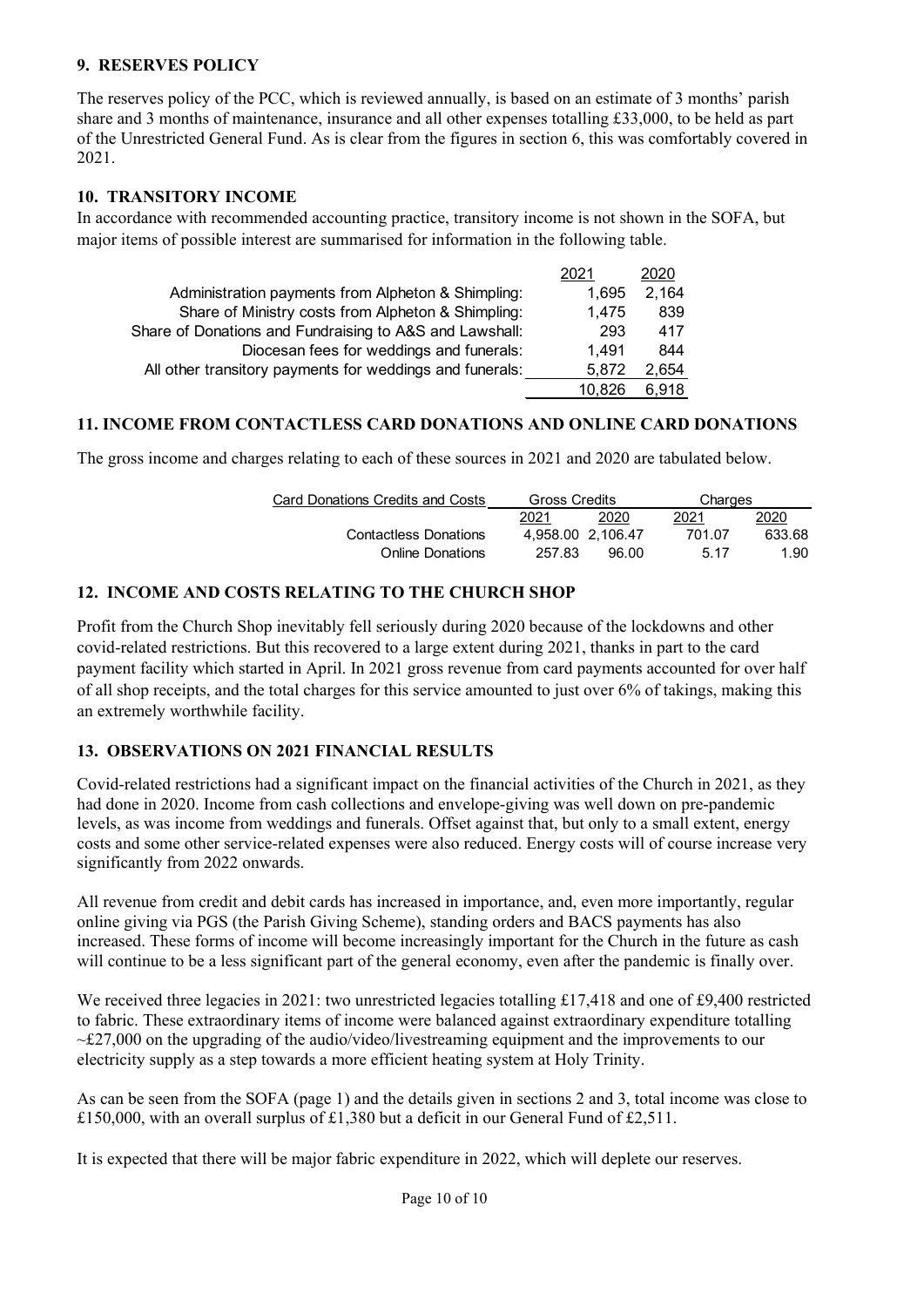## 9. RESERVES POLICY

The reserves policy of the PCC, which is reviewed annually, is based on an estimate of 3 months' parish share and 3 months of maintenance, insurance and all other expenses totalling £33,000, to be held as part of the Unrestricted General Fund. As is clear from the figures in section 6, this was comfortably covered in 2021.

## 10. TRANSITORY INCOME

In accordance with recommended accounting practice, transitory income is not shown in the SOFA, but major items of possible interest are summarised for information in the following table.

| | 2021 | 2020 |
|---|---|---|
| Administration payments from Alpheton & Shimpling: | 1,695 | 2,164 |
| Share of Ministry costs from Alpheton & Shimpling: | 1,475 | 839 |
| Share of Donations and Fundraising to A&S and Lawshall: | 293 | 417 |
| Diocesan fees for weddings and funerals: | 1,491 | 844 |
| All other transitory payments for weddings and funerals: | 5,872 | 2,654 |
| | 10,826 | 6,918 |

## 11. INCOME FROM CONTACTLESS CARD DONATIONS AND ONLINE CARD DONATIONS

The gross income and charges relating to each of these sources in 2021 and 2020 are tabulated below.

| Card Donations Credits and Costs | Gross Credits | | Charges | |
|---|---|---|---|---|
| | 2021 | 2020 | 2021 | 2020 |
| Contactless Donations | 4,958.00 | 2,106.47 | 701.07 | 633.68 |
| Online Donations | 257.83 | 96.00 | 5.17 | 1.90 |

## 12. INCOME AND COSTS RELATING TO THE CHURCH SHOP

Profit from the Church Shop inevitably fell seriously during 2020 because of the lockdowns and other covid-related restrictions. But this recovered to a large extent during 2021, thanks in part to the card payment facility which started in April. In 2021 gross revenue from card payments accounted for over half of all shop receipts, and the total charges for this service amounted to just over 6% of takings, making this an extremely worthwhile facility.

## 13. OBSERVATIONS ON 2021 FINANCIAL RESULTS

Covid-related restrictions had a significant impact on the financial activities of the Church in 2021, as they had done in 2020. Income from cash collections and envelope-giving was well down on pre-pandemic levels, as was income from weddings and funerals. Offset against that, but only to a small extent, energy costs and some other service-related expenses were also reduced. Energy costs will of course increase very significantly from 2022 onwards.

All revenue from credit and debit cards has increased in importance, and, even more importantly, regular online giving via PGS (the Parish Giving Scheme), standing orders and BACS payments has also increased. These forms of income will become increasingly important for the Church in the future as cash will continue to be a less significant part of the general economy, even after the pandemic is finally over.

We received three legacies in 2021: two unrestricted legacies totalling £17,418 and one of £9,400 restricted to fabric. These extraordinary items of income were balanced against extraordinary expenditure totalling ~£27,000 on the upgrading of the audio/video/livestreaming equipment and the improvements to our electricity supply as a step towards a more efficient heating system at Holy Trinity.

As can be seen from the SOFA (page 1) and the details given in sections 2 and 3, total income was close to £150,000, with an overall surplus of £1,380 but a deficit in our General Fund of £2,511.

It is expected that there will be major fabric expenditure in 2022, which will deplete our reserves.